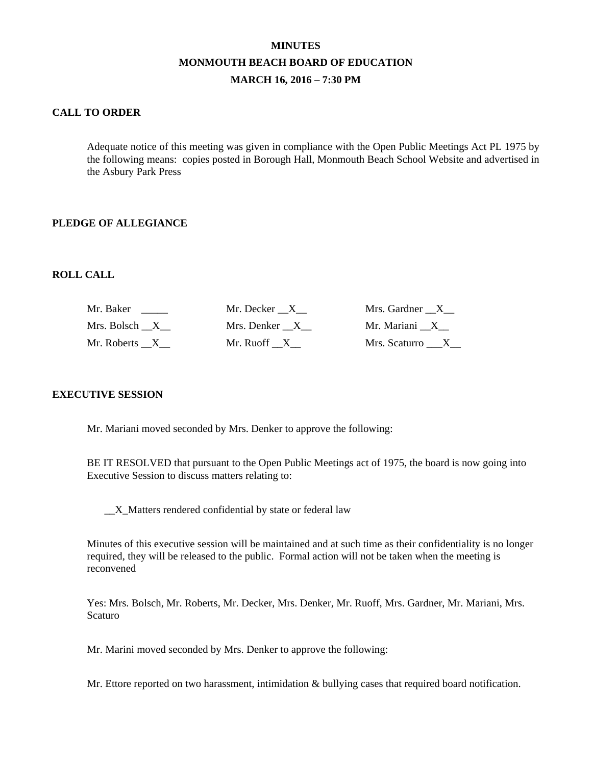# MINUTES
## MONMOUTH BEACH BOARD OF EDUCATION
## MARCH 16, 2016 – 7:30 PM

**CALL TO ORDER**

Adequate notice of this meeting was given in compliance with the Open Public Meetings Act PL 1975 by the following means: copies posted in Borough Hall, Monmouth Beach School Website and advertised in the Asbury Park Press

**PLEDGE OF ALLEGIANCE**

**ROLL CALL**

| | | |
|---|---|---|
| Mr. Baker _____ | Mr. Decker __X__ | Mrs. Gardner __X__ |
| Mrs. Bolsch __X__ | Mrs. Denker __X__ | Mr. Mariani __X__ |
| Mr. Roberts __X__ | Mr. Ruoff __X__ | Mrs. Scaturro ___X__ |

**EXECUTIVE SESSION**

Mr. Mariani moved seconded by Mrs. Denker to approve the following:

BE IT RESOLVED that pursuant to the Open Public Meetings act of 1975, the board is now going into Executive Session to discuss matters relating to:

__X_Matters rendered confidential by state or federal law

Minutes of this executive session will be maintained and at such time as their confidentiality is no longer required, they will be released to the public. Formal action will not be taken when the meeting is reconvened

Yes: Mrs. Bolsch, Mr. Roberts, Mr. Decker, Mrs. Denker, Mr. Ruoff, Mrs. Gardner, Mr. Mariani, Mrs. Scaturo

Mr. Marini moved seconded by Mrs. Denker to approve the following:

Mr. Ettore reported on two harassment, intimidation & bullying cases that required board notification.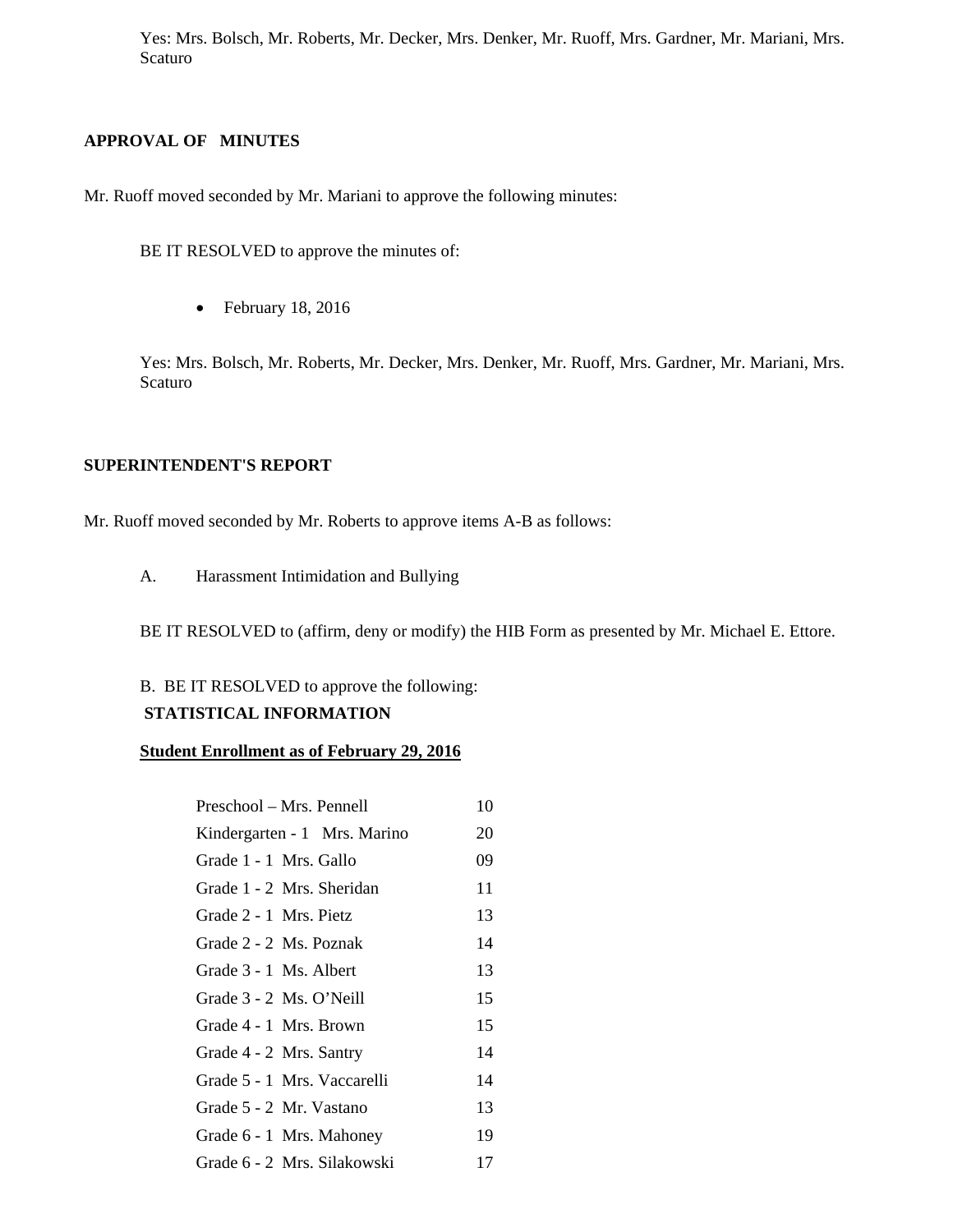Yes: Mrs. Bolsch, Mr. Roberts, Mr. Decker, Mrs. Denker, Mr. Ruoff, Mrs. Gardner, Mr. Mariani, Mrs. Scaturo

**APPROVAL OF MINUTES**

Mr. Ruoff moved seconded by Mr. Mariani to approve the following minutes:

BE IT RESOLVED to approve the minutes of:

- February 18, 2016

Yes: Mrs. Bolsch, Mr. Roberts, Mr. Decker, Mrs. Denker, Mr. Ruoff, Mrs. Gardner, Mr. Mariani, Mrs. Scaturo

**SUPERINTENDENT'S REPORT**

Mr. Ruoff moved seconded by Mr. Roberts to approve items A-B as follows:

A. Harassment Intimidation and Bullying

BE IT RESOLVED to (affirm, deny or modify) the HIB Form as presented by Mr. Michael E. Ettore.

B. BE IT RESOLVED to approve the following:

**STATISTICAL INFORMATION**

**Student Enrollment as of February 29, 2016**

| Class | Enrollment |
|---|---|
| Preschool – Mrs. Pennell | 10 |
| Kindergarten - 1 Mrs. Marino | 20 |
| Grade 1 - 1 Mrs. Gallo | 09 |
| Grade 1 - 2 Mrs. Sheridan | 11 |
| Grade 2 - 1 Mrs. Pietz | 13 |
| Grade 2 - 2 Ms. Poznak | 14 |
| Grade 3 - 1 Ms. Albert | 13 |
| Grade 3 - 2 Ms. O'Neill | 15 |
| Grade 4 - 1 Mrs. Brown | 15 |
| Grade 4 - 2 Mrs. Santry | 14 |
| Grade 5 - 1 Mrs. Vaccarelli | 14 |
| Grade 5 - 2 Mr. Vastano | 13 |
| Grade 6 - 1 Mrs. Mahoney | 19 |
| Grade 6 - 2 Mrs. Silakowski | 17 |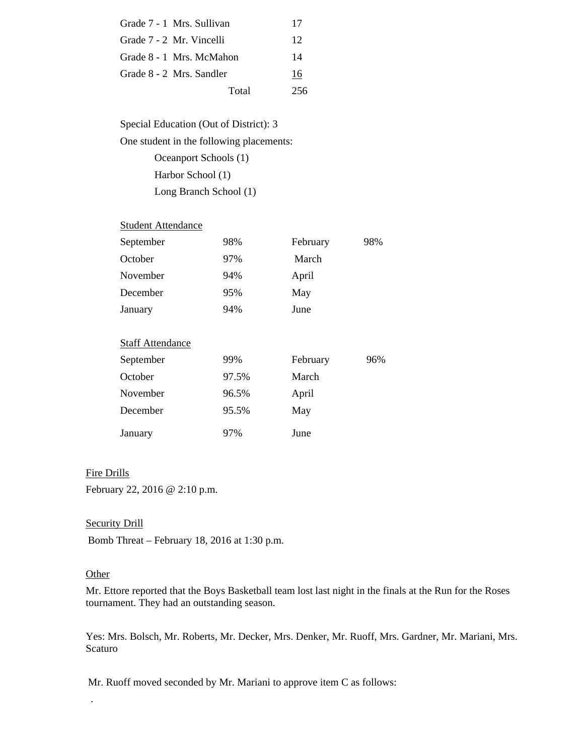| | |
|---|---|
| Grade 7 - 1 Mrs. Sullivan | 17 |
| Grade 7 - 2 Mr. Vincelli | 12 |
| Grade 8 - 1 Mrs. McMahon | 14 |
| Grade 8 - 2 Mrs. Sandler | 16 |
| Total | 256 |

Special Education (Out of District): 3

One student in the following placements:

- Oceanport Schools (1)
- Harbor School (1)
- Long Branch School (1)

Student Attendance

| | | | |
|---|---|---|---|
| September | 98% | February | 98% |
| October | 97% | March | |
| November | 94% | April | |
| December | 95% | May | |
| January | 94% | June | |

Staff Attendance

| | | | |
|---|---|---|---|
| September | 99% | February | 96% |
| October | 97.5% | March | |
| November | 96.5% | April | |
| December | 95.5% | May | |
| January | 97% | June | |

Fire Drills

February 22, 2016 @ 2:10 p.m.

Security Drill

Bomb Threat – February 18, 2016 at 1:30 p.m.

Other

Mr. Ettore reported that the Boys Basketball team lost last night in the finals at the Run for the Roses tournament. They had an outstanding season.

Yes: Mrs. Bolsch, Mr. Roberts, Mr. Decker, Mrs. Denker, Mr. Ruoff, Mrs. Gardner, Mr. Mariani, Mrs. Scaturo

Mr. Ruoff moved seconded by Mr. Mariani to approve item C as follows:

.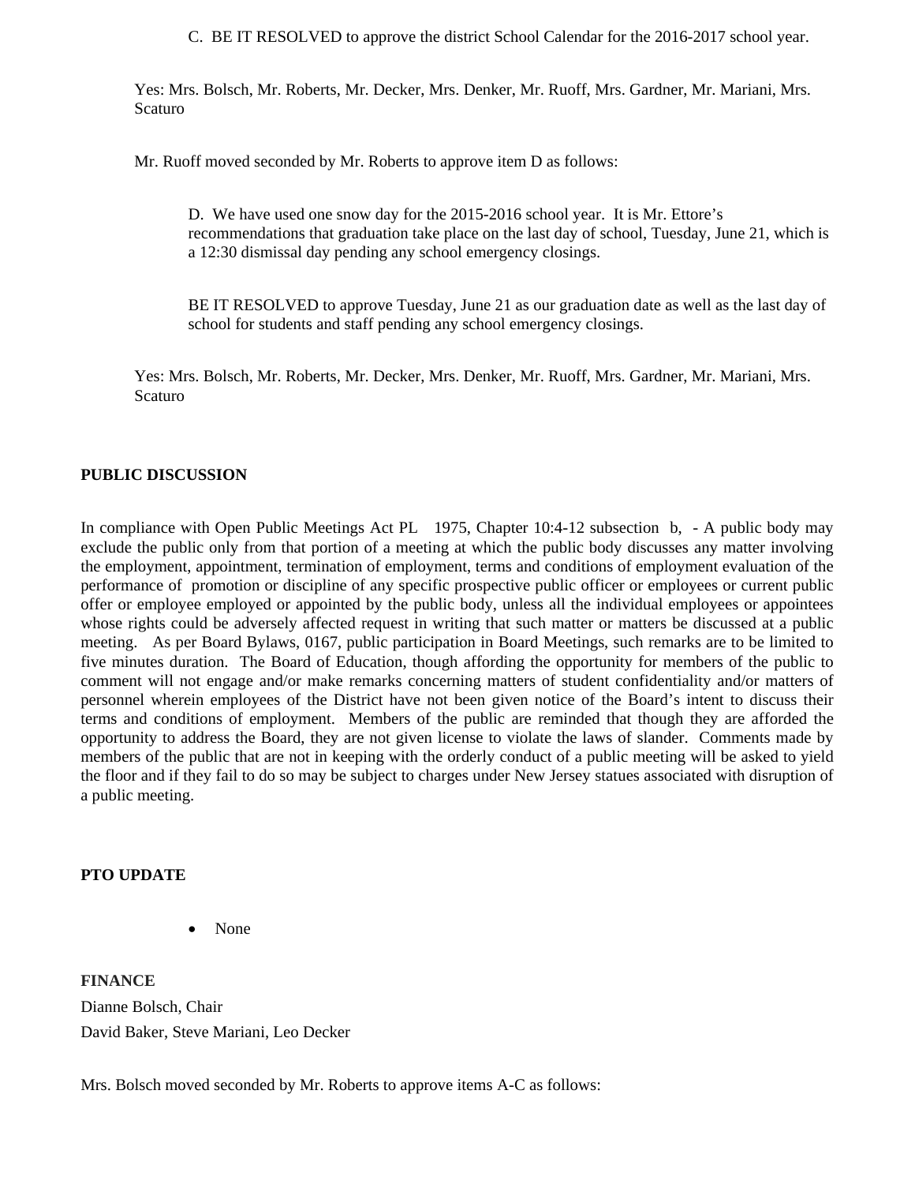C. BE IT RESOLVED to approve the district School Calendar for the 2016-2017 school year.

Yes: Mrs. Bolsch, Mr. Roberts, Mr. Decker, Mrs. Denker, Mr. Ruoff, Mrs. Gardner, Mr. Mariani, Mrs. Scaturo

Mr. Ruoff moved seconded by Mr. Roberts to approve item D as follows:

D. We have used one snow day for the 2015-2016 school year. It is Mr. Ettore's recommendations that graduation take place on the last day of school, Tuesday, June 21, which is a 12:30 dismissal day pending any school emergency closings.

BE IT RESOLVED to approve Tuesday, June 21 as our graduation date as well as the last day of school for students and staff pending any school emergency closings.

Yes: Mrs. Bolsch, Mr. Roberts, Mr. Decker, Mrs. Denker, Mr. Ruoff, Mrs. Gardner, Mr. Mariani, Mrs. Scaturo

**PUBLIC DISCUSSION**

In compliance with Open Public Meetings Act PL 1975, Chapter 10:4-12 subsection b, - A public body may exclude the public only from that portion of a meeting at which the public body discusses any matter involving the employment, appointment, termination of employment, terms and conditions of employment evaluation of the performance of promotion or discipline of any specific prospective public officer or employees or current public offer or employee employed or appointed by the public body, unless all the individual employees or appointees whose rights could be adversely affected request in writing that such matter or matters be discussed at a public meeting. As per Board Bylaws, 0167, public participation in Board Meetings, such remarks are to be limited to five minutes duration. The Board of Education, though affording the opportunity for members of the public to comment will not engage and/or make remarks concerning matters of student confidentiality and/or matters of personnel wherein employees of the District have not been given notice of the Board's intent to discuss their terms and conditions of employment. Members of the public are reminded that though they are afforded the opportunity to address the Board, they are not given license to violate the laws of slander. Comments made by members of the public that are not in keeping with the orderly conduct of a public meeting will be asked to yield the floor and if they fail to do so may be subject to charges under New Jersey statues associated with disruption of a public meeting.

**PTO UPDATE**

- None

**FINANCE**

Dianne Bolsch, Chair

David Baker, Steve Mariani, Leo Decker

Mrs. Bolsch moved seconded by Mr. Roberts to approve items A-C as follows: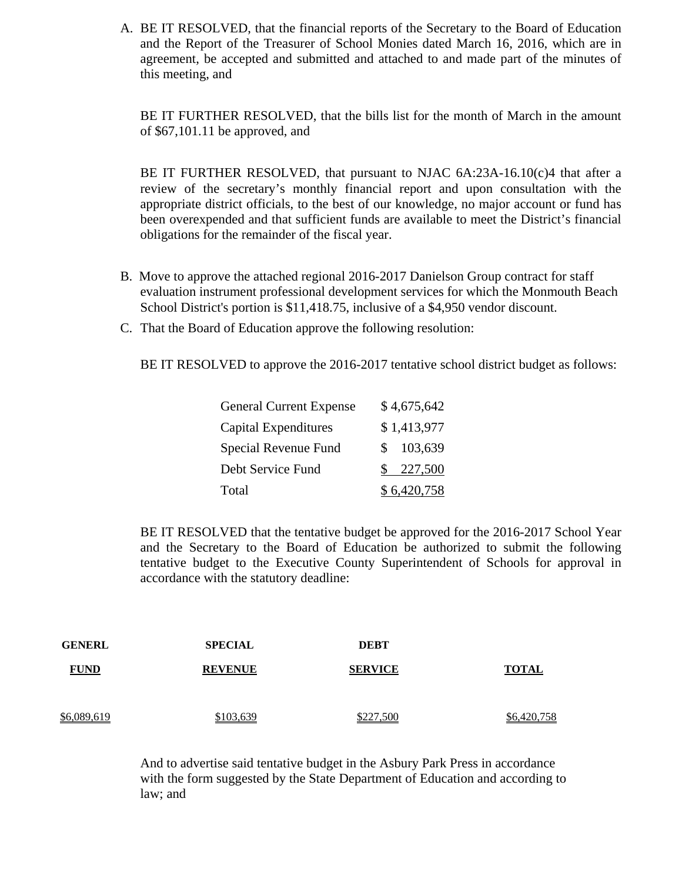A. BE IT RESOLVED, that the financial reports of the Secretary to the Board of Education and the Report of the Treasurer of School Monies dated March 16, 2016, which are in agreement, be accepted and submitted and attached to and made part of the minutes of this meeting, and

   BE IT FURTHER RESOLVED, that the bills list for the month of March in the amount of $67,101.11 be approved, and

   BE IT FURTHER RESOLVED, that pursuant to NJAC 6A:23A-16.10(c)4 that after a review of the secretary's monthly financial report and upon consultation with the appropriate district officials, to the best of our knowledge, no major account or fund has been overexpended and that sufficient funds are available to meet the District's financial obligations for the remainder of the fiscal year.

B. Move to approve the attached regional 2016-2017 Danielson Group contract for staff evaluation instrument professional development services for which the Monmouth Beach School District's portion is $11,418.75, inclusive of a $4,950 vendor discount.

C. That the Board of Education approve the following resolution:

   BE IT RESOLVED to approve the 2016-2017 tentative school district budget as follows:

| | |
|---|---|
| General Current Expense | $ 4,675,642 |
| Capital Expenditures | $ 1,413,977 |
| Special Revenue Fund | $ 103,639 |
| Debt Service Fund | $ 227,500 |
| Total | $ 6,420,758 |

   BE IT RESOLVED that the tentative budget be approved for the 2016-2017 School Year and the Secretary to the Board of Education be authorized to submit the following tentative budget to the Executive County Superintendent of Schools for approval in accordance with the statutory deadline:

| GENERL FUND | SPECIAL REVENUE | DEBT SERVICE | TOTAL |
|---|---|---|---|
| $6,089,619 | $103,639 | $227,500 | $6,420,758 |

   And to advertise said tentative budget in the Asbury Park Press in accordance with the form suggested by the State Department of Education and according to law; and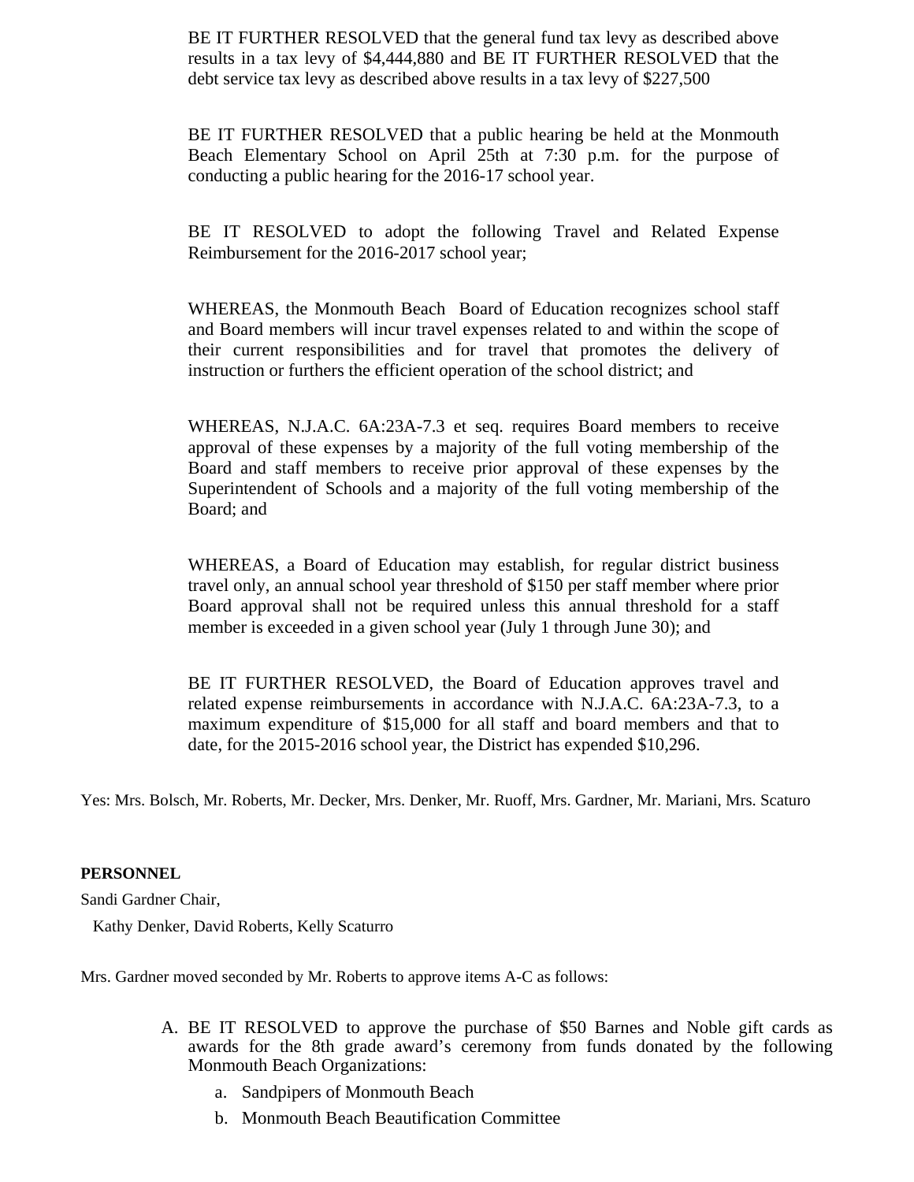BE IT FURTHER RESOLVED that the general fund tax levy as described above results in a tax levy of $4,444,880 and BE IT FURTHER RESOLVED that the debt service tax levy as described above results in a tax levy of $227,500

BE IT FURTHER RESOLVED that a public hearing be held at the Monmouth Beach Elementary School on April 25th at 7:30 p.m. for the purpose of conducting a public hearing for the 2016-17 school year.

BE IT RESOLVED to adopt the following Travel and Related Expense Reimbursement for the 2016-2017 school year;

WHEREAS, the Monmouth Beach Board of Education recognizes school staff and Board members will incur travel expenses related to and within the scope of their current responsibilities and for travel that promotes the delivery of instruction or furthers the efficient operation of the school district; and

WHEREAS, N.J.A.C. 6A:23A-7.3 et seq. requires Board members to receive approval of these expenses by a majority of the full voting membership of the Board and staff members to receive prior approval of these expenses by the Superintendent of Schools and a majority of the full voting membership of the Board; and

WHEREAS, a Board of Education may establish, for regular district business travel only, an annual school year threshold of $150 per staff member where prior Board approval shall not be required unless this annual threshold for a staff member is exceeded in a given school year (July 1 through June 30); and

BE IT FURTHER RESOLVED, the Board of Education approves travel and related expense reimbursements in accordance with N.J.A.C. 6A:23A-7.3, to a maximum expenditure of $15,000 for all staff and board members and that to date, for the 2015-2016 school year, the District has expended $10,296.

Yes: Mrs. Bolsch, Mr. Roberts, Mr. Decker, Mrs. Denker, Mr. Ruoff, Mrs. Gardner, Mr. Mariani, Mrs. Scaturo

**PERSONNEL**

Sandi Gardner Chair,

Kathy Denker, David Roberts, Kelly Scaturro

Mrs. Gardner moved seconded by Mr. Roberts to approve items A-C as follows:

A. BE IT RESOLVED to approve the purchase of $50 Barnes and Noble gift cards as awards for the 8th grade award's ceremony from funds donated by the following Monmouth Beach Organizations:
    a. Sandpipers of Monmouth Beach
    b. Monmouth Beach Beautification Committee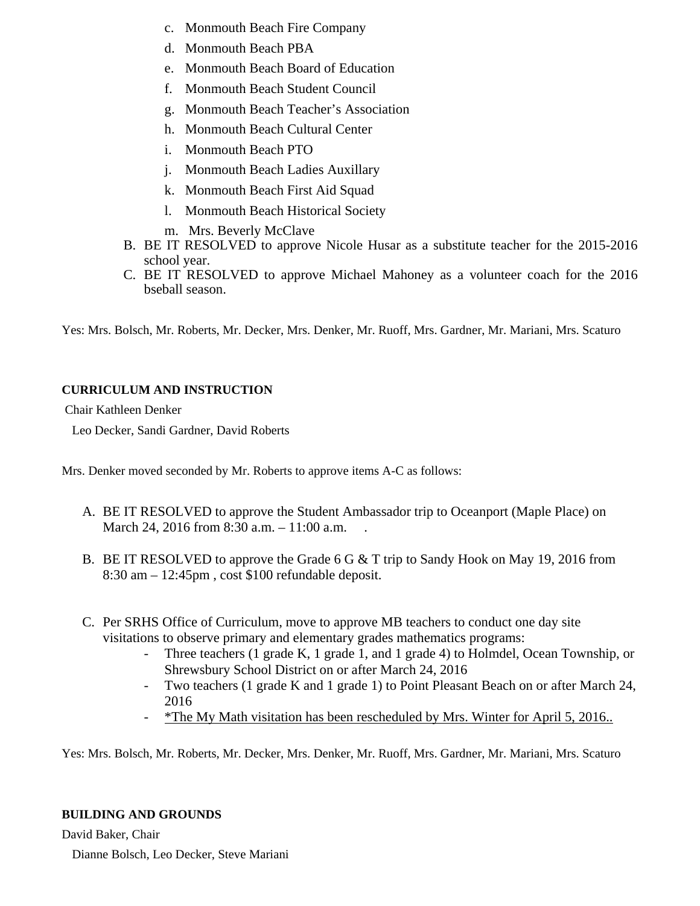c. Monmouth Beach Fire Company
d. Monmouth Beach PBA
e. Monmouth Beach Board of Education
f. Monmouth Beach Student Council
g. Monmouth Beach Teacher's Association
h. Monmouth Beach Cultural Center
i. Monmouth Beach PTO
j. Monmouth Beach Ladies Auxillary
k. Monmouth Beach First Aid Squad
l. Monmouth Beach Historical Society
m. Mrs. Beverly McClave

B. BE IT RESOLVED to approve Nicole Husar as a substitute teacher for the 2015-2016 school year.

C. BE IT RESOLVED to approve Michael Mahoney as a volunteer coach for the 2016 bseball season.

Yes: Mrs. Bolsch, Mr. Roberts, Mr. Decker, Mrs. Denker, Mr. Ruoff, Mrs. Gardner, Mr. Mariani, Mrs. Scaturo

**CURRICULUM AND INSTRUCTION**

Chair Kathleen Denker

Leo Decker, Sandi Gardner, David Roberts

Mrs. Denker moved seconded by Mr. Roberts to approve items A-C as follows:

A. BE IT RESOLVED to approve the Student Ambassador trip to Oceanport (Maple Place) on March 24, 2016 from 8:30 a.m. – 11:00 a.m. .

B. BE IT RESOLVED to approve the Grade 6 G & T trip to Sandy Hook on May 19, 2016 from 8:30 am – 12:45pm , cost $100 refundable deposit.

C. Per SRHS Office of Curriculum, move to approve MB teachers to conduct one day site visitations to observe primary and elementary grades mathematics programs:
   - Three teachers (1 grade K, 1 grade 1, and 1 grade 4) to Holmdel, Ocean Township, or Shrewsbury School District on or after March 24, 2016
   - Two teachers (1 grade K and 1 grade 1) to Point Pleasant Beach on or after March 24, 2016
   - *The My Math visitation has been rescheduled by Mrs. Winter for April 5, 2016..

Yes: Mrs. Bolsch, Mr. Roberts, Mr. Decker, Mrs. Denker, Mr. Ruoff, Mrs. Gardner, Mr. Mariani, Mrs. Scaturo

**BUILDING AND GROUNDS**

David Baker, Chair

Dianne Bolsch, Leo Decker, Steve Mariani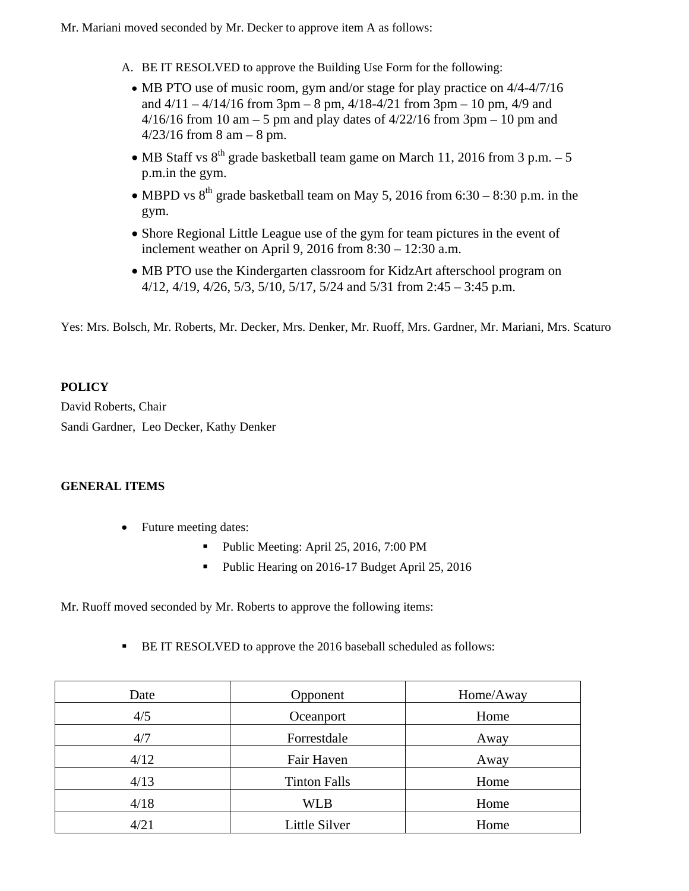Mr. Mariani moved seconded by Mr. Decker to approve item A as follows:

A. BE IT RESOLVED to approve the Building Use Form for the following:
   - MB PTO use of music room, gym and/or stage for play practice on 4/4-4/7/16 and 4/11 – 4/14/16 from 3pm – 8 pm, 4/18-4/21 from 3pm – 10 pm, 4/9 and 4/16/16 from 10 am – 5 pm and play dates of 4/22/16 from 3pm – 10 pm and 4/23/16 from 8 am – 8 pm.
   - MB Staff vs 8th grade basketball team game on March 11, 2016 from 3 p.m. – 5 p.m.in the gym.
   - MBPD vs 8th grade basketball team on May 5, 2016 from 6:30 – 8:30 p.m. in the gym.
   - Shore Regional Little League use of the gym for team pictures in the event of inclement weather on April 9, 2016 from 8:30 – 12:30 a.m.
   - MB PTO use the Kindergarten classroom for KidzArt afterschool program on 4/12, 4/19, 4/26, 5/3, 5/10, 5/17, 5/24 and 5/31 from 2:45 – 3:45 p.m.

Yes: Mrs. Bolsch, Mr. Roberts, Mr. Decker, Mrs. Denker, Mr. Ruoff, Mrs. Gardner, Mr. Mariani, Mrs. Scaturo

**POLICY**

David Roberts, Chair

Sandi Gardner, Leo Decker, Kathy Denker

**GENERAL ITEMS**

- Future meeting dates:
  - Public Meeting: April 25, 2016, 7:00 PM
  - Public Hearing on 2016-17 Budget April 25, 2016

Mr. Ruoff moved seconded by Mr. Roberts to approve the following items:

- BE IT RESOLVED to approve the 2016 baseball scheduled as follows:

| Date | Opponent | Home/Away |
|---|---|---|
| 4/5 | Oceanport | Home |
| 4/7 | Forrestdale | Away |
| 4/12 | Fair Haven | Away |
| 4/13 | Tinton Falls | Home |
| 4/18 | WLB | Home |
| 4/21 | Little Silver | Home |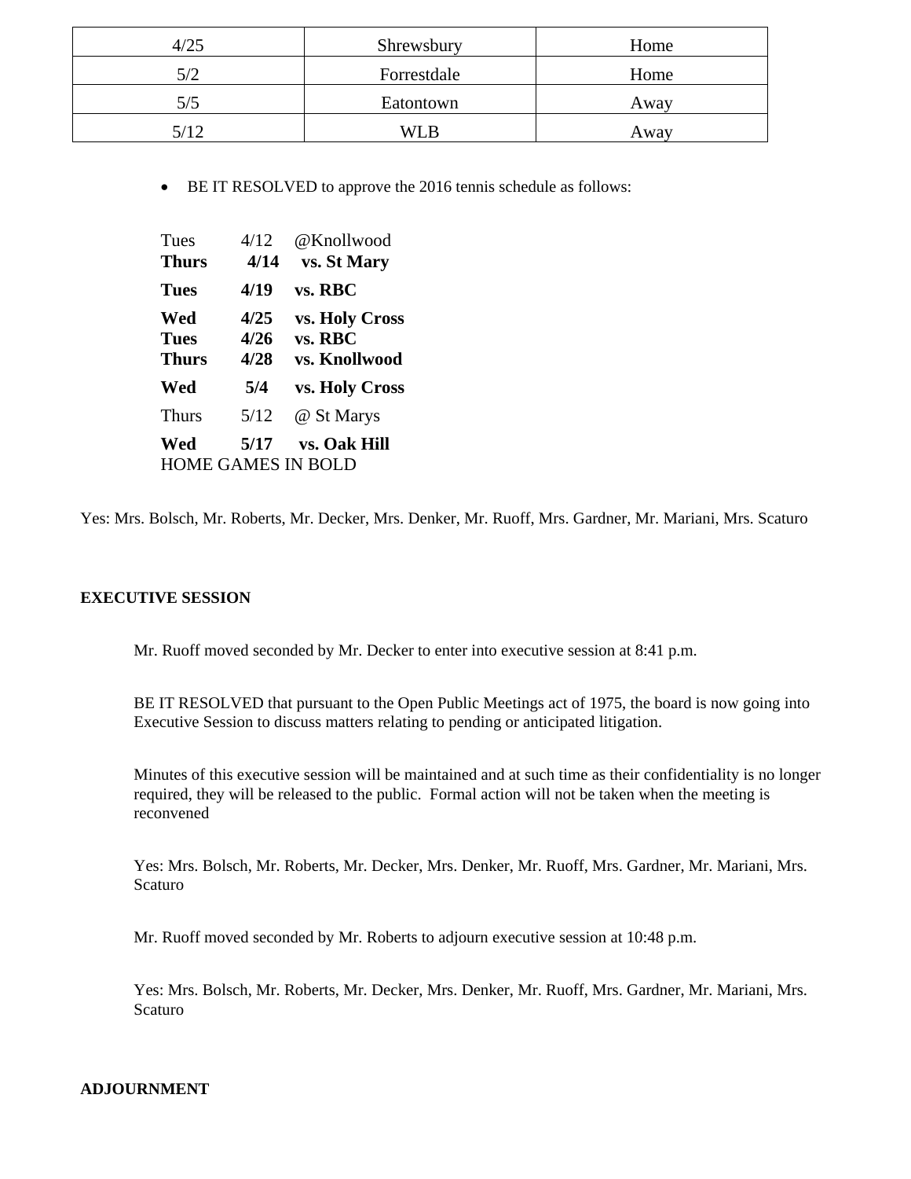| 4/25 | Shrewsbury | Home |
|---|---|---|
| 5/2 | Forrestdale | Home |
| 5/5 | Eatontown | Away |
| 5/12 | WLB | Away |

- BE IT RESOLVED to approve the 2016 tennis schedule as follows:

Tues 4/12 @Knollwood
**Thurs 4/14 vs. St Mary**
**Tues 4/19 vs. RBC**
**Wed 4/25 vs. Holy Cross**
**Tues 4/26 vs. RBC**
**Thurs 4/28 vs. Knollwood**
**Wed 5/4 vs. Holy Cross**
Thurs 5/12 @ St Marys
**Wed 5/17 vs. Oak Hill**
HOME GAMES IN BOLD

Yes: Mrs. Bolsch, Mr. Roberts, Mr. Decker, Mrs. Denker, Mr. Ruoff, Mrs. Gardner, Mr. Mariani, Mrs. Scaturo

**EXECUTIVE SESSION**

Mr. Ruoff moved seconded by Mr. Decker to enter into executive session at 8:41 p.m.

BE IT RESOLVED that pursuant to the Open Public Meetings act of 1975, the board is now going into Executive Session to discuss matters relating to pending or anticipated litigation.

Minutes of this executive session will be maintained and at such time as their confidentiality is no longer required, they will be released to the public. Formal action will not be taken when the meeting is reconvened

Yes: Mrs. Bolsch, Mr. Roberts, Mr. Decker, Mrs. Denker, Mr. Ruoff, Mrs. Gardner, Mr. Mariani, Mrs. Scaturo

Mr. Ruoff moved seconded by Mr. Roberts to adjourn executive session at 10:48 p.m.

Yes: Mrs. Bolsch, Mr. Roberts, Mr. Decker, Mrs. Denker, Mr. Ruoff, Mrs. Gardner, Mr. Mariani, Mrs. Scaturo

**ADJOURNMENT**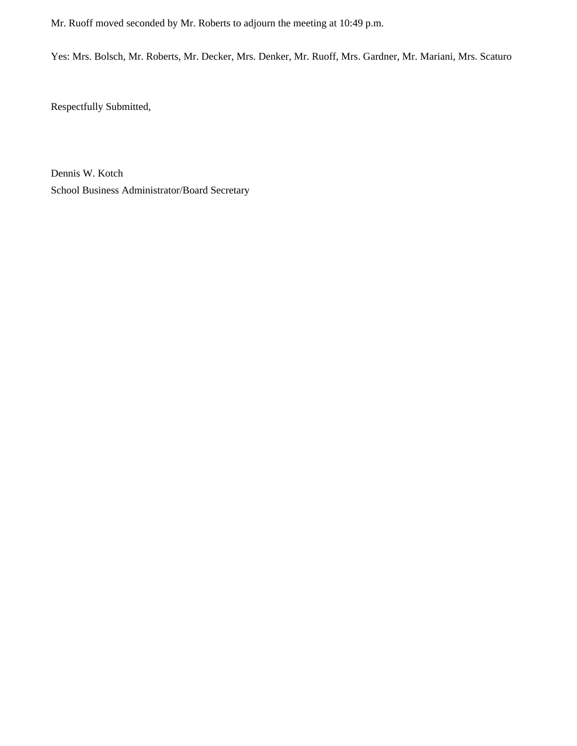Mr. Ruoff moved seconded by Mr. Roberts to adjourn the meeting at 10:49 p.m.

Yes: Mrs. Bolsch, Mr. Roberts, Mr. Decker, Mrs. Denker, Mr. Ruoff, Mrs. Gardner, Mr. Mariani, Mrs. Scaturo

Respectfully Submitted,

Dennis W. Kotch
School Business Administrator/Board Secretary